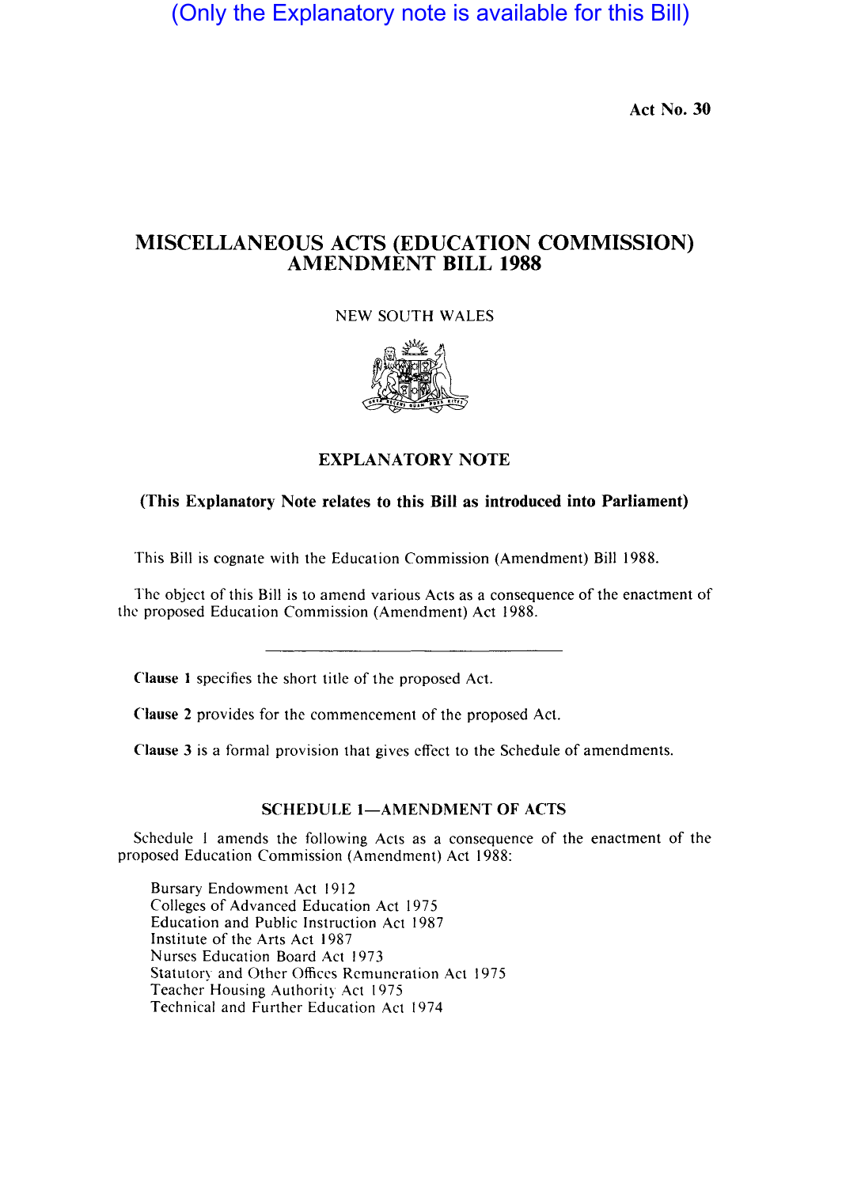(Only the Explanatory note is available for this Bill)

**Act No. 30**

# MISCELLANEOUS ACTS (EDUCATION COMMISSION) AMENDMENT BILL 1988

NEW SOUTH WALES

## EXPLANATORY NOTE

**(This Explanatory Note relates to this Bill as introduced into Parliament)**

This Bill is cognate with the Education Commission (Amendment) Bill 1988.

The object of this Bill is to amend various Acts as a consequence of the enactment of the proposed Education Commission (Amendment) Act 1988.

---

**Clause 1** specifies the short title of the proposed Act.

**Clause 2** provides for the commencement of the proposed Act.

**Clause 3** is a formal provision that gives effect to the Schedule of amendments.

### SCHEDULE 1—AMENDMENT OF ACTS

Schedule 1 amends the following Acts as a consequence of the enactment of the proposed Education Commission (Amendment) Act 1988:

Bursary Endowment Act 1912
Colleges of Advanced Education Act 1975
Education and Public Instruction Act 1987
Institute of the Arts Act 1987
Nurses Education Board Act 1973
Statutory and Other Offices Remuneration Act 1975
Teacher Housing Authority Act 1975
Technical and Further Education Act 1974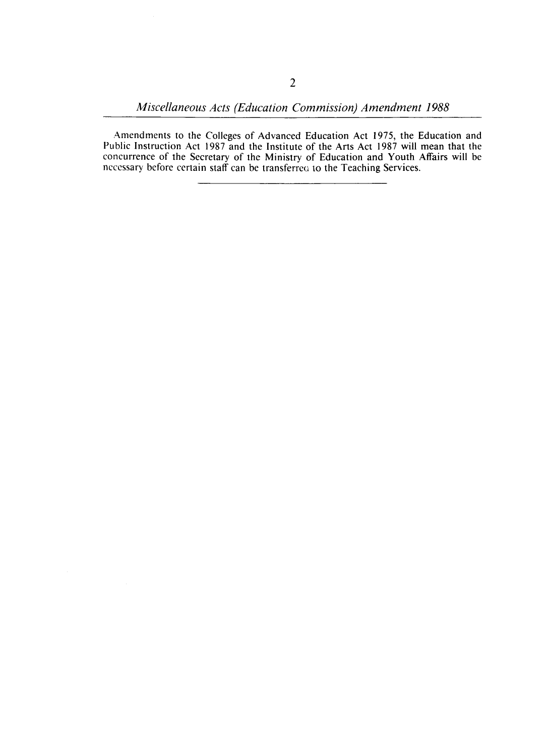Amendments to the Colleges of Advanced Education Act 1975, the Education and Public Instruction Act 1987 and the Institute of the Arts Act 1987 will mean that the concurrence of the Secretary of the Ministry of Education and Youth Affairs will be necessary before certain staff can be transferred to the Teaching Services.